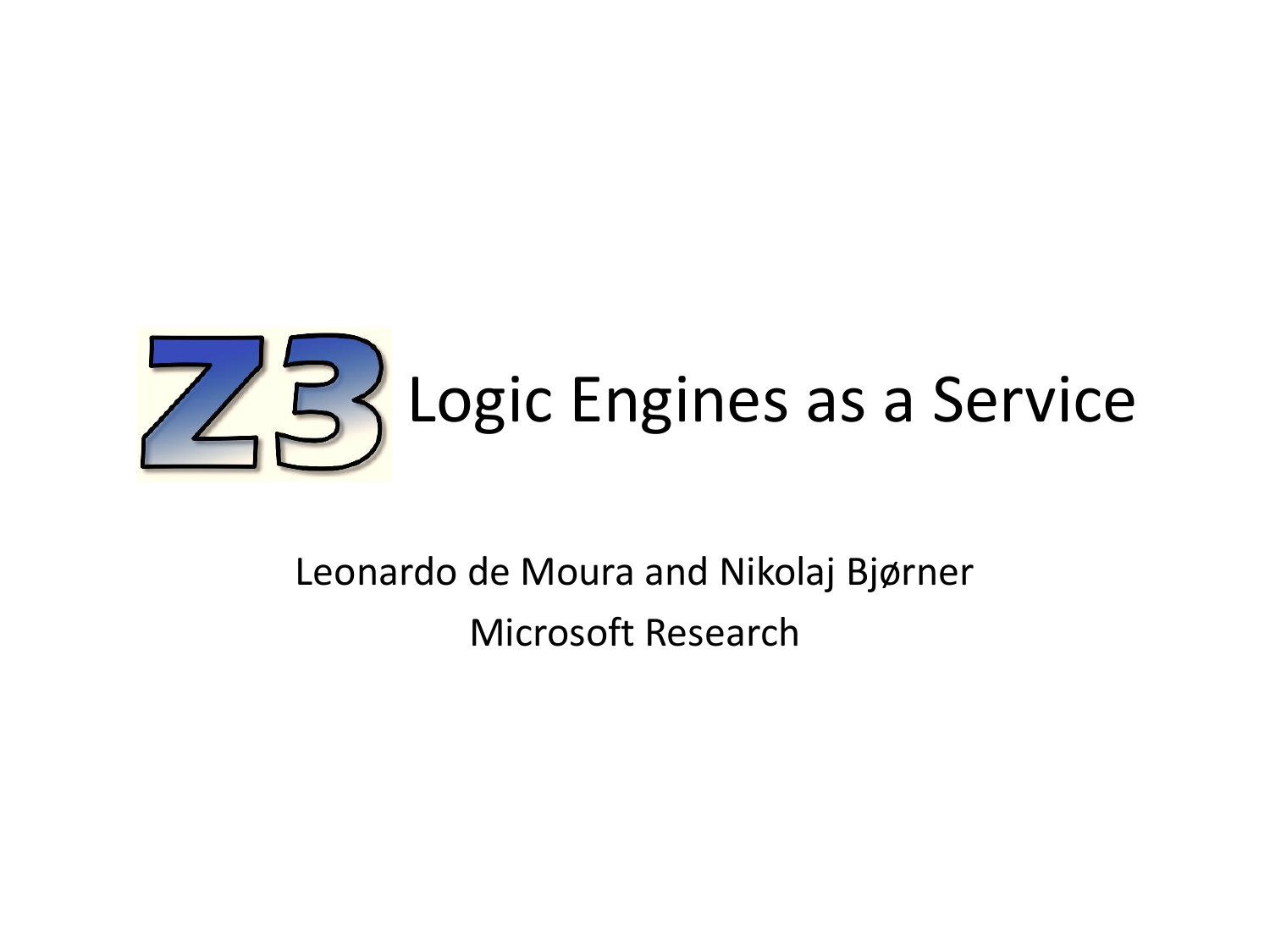# Z3 Logic Engines as a Service

Leonardo de Moura and Nikolaj Bjørner

Microsoft Research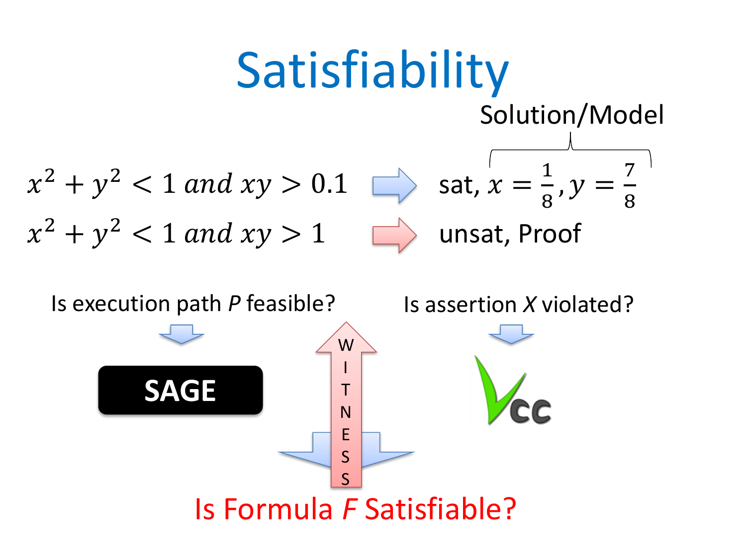# Satisfiability

Solution/Model

$x^2 + y^2 < 1$ *and* $xy > 0.1$ → sat, $x = \frac{1}{8}, y = \frac{7}{8}$

$x^2 + y^2 < 1$ *and* $xy > 1$ → unsat, Proof

Is execution path *P* feasible?

**SAGE**

WITNESS

Is assertion *X* violated?

Vcc

Is Formula *F* Satisfiable?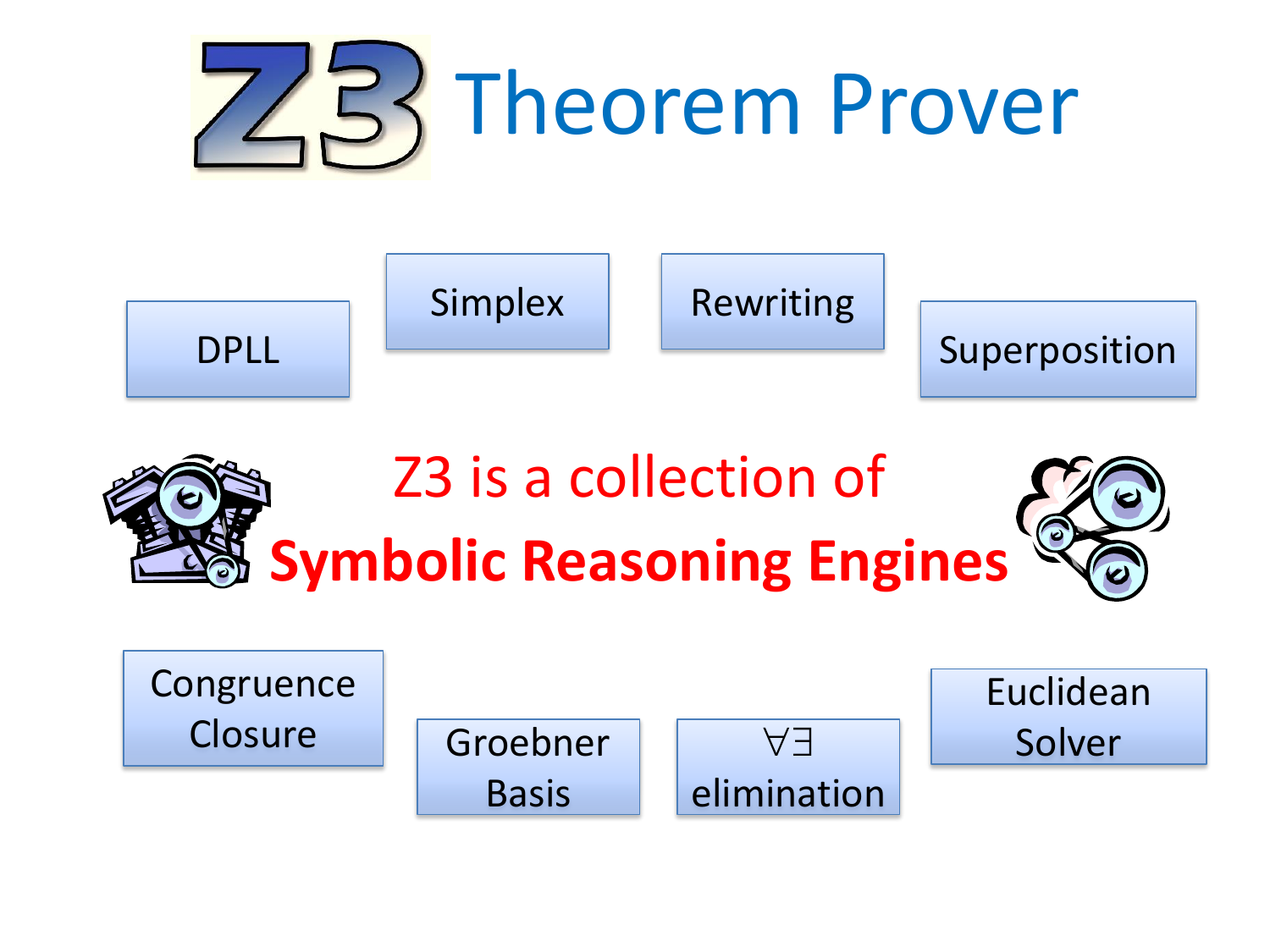# Z3 Theorem Prover

DPLL

Simplex

Rewriting

Superposition

Z3 is a collection of

**Symbolic Reasoning Engines**

Congruence Closure

Groebner Basis

$\forall\exists$ elimination

Euclidean Solver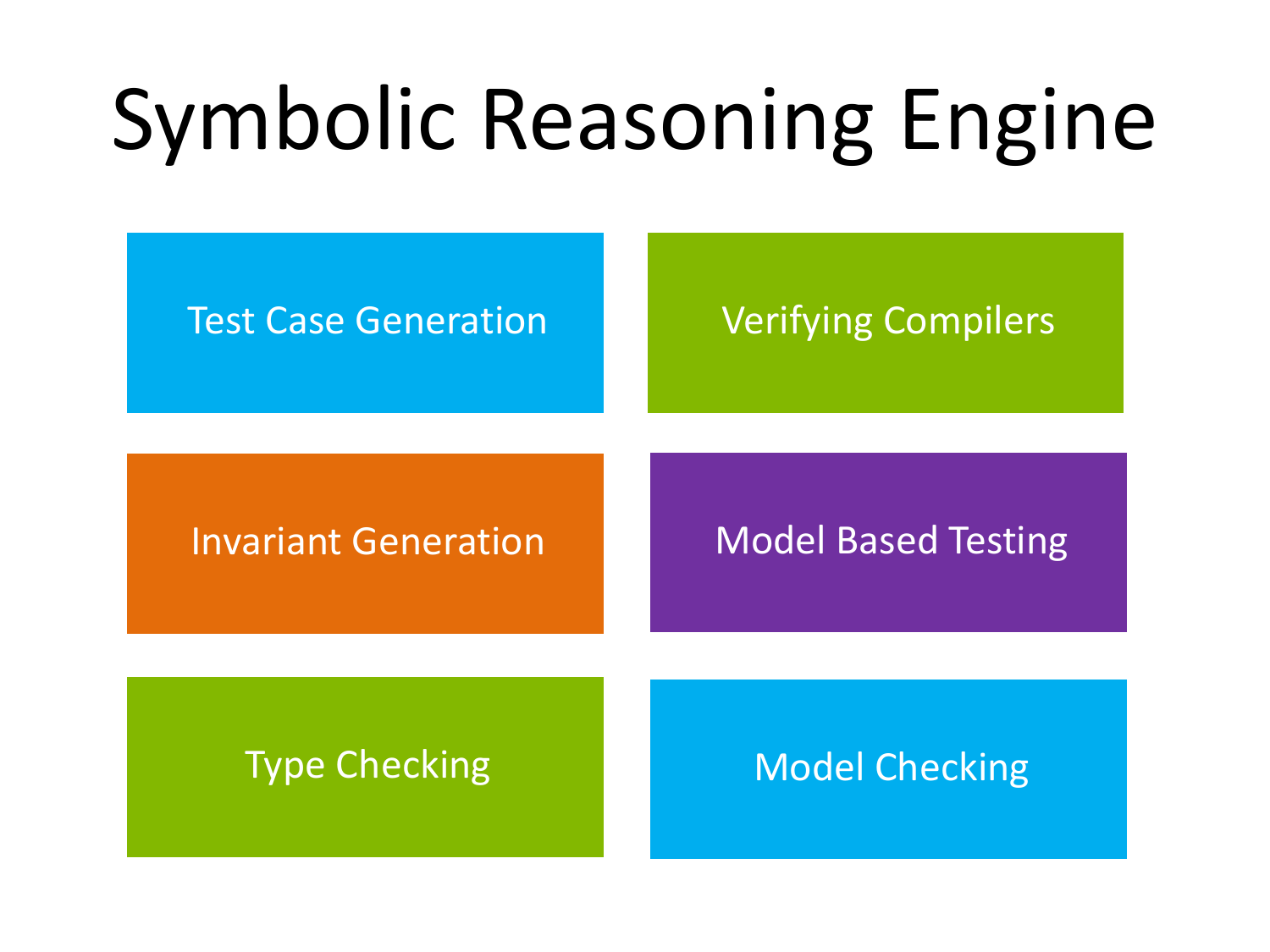# Symbolic Reasoning Engine

- Test Case Generation
- Verifying Compilers
- Invariant Generation
- Model Based Testing
- Type Checking
- Model Checking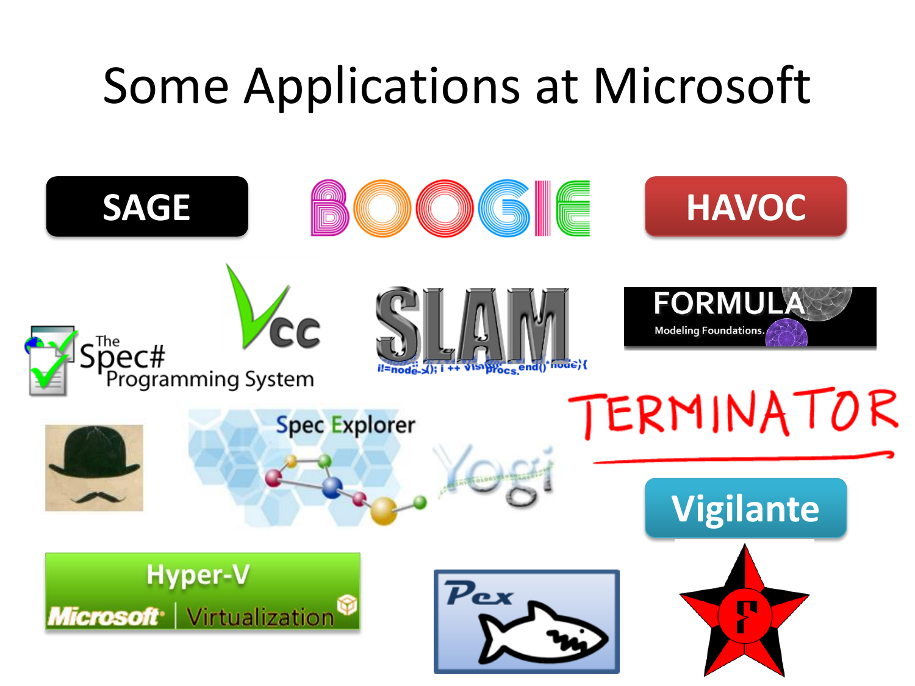# Some Applications at Microsoft

SAGE

BOOGIE

HAVOC

Vcc

The Spec# Programming System

SLAM

FORMULA Modeling Foundations.

TERMINATOR

Spec Explorer

Yogi

Vigilante

Hyper-V Microsoft Virtualization

Pex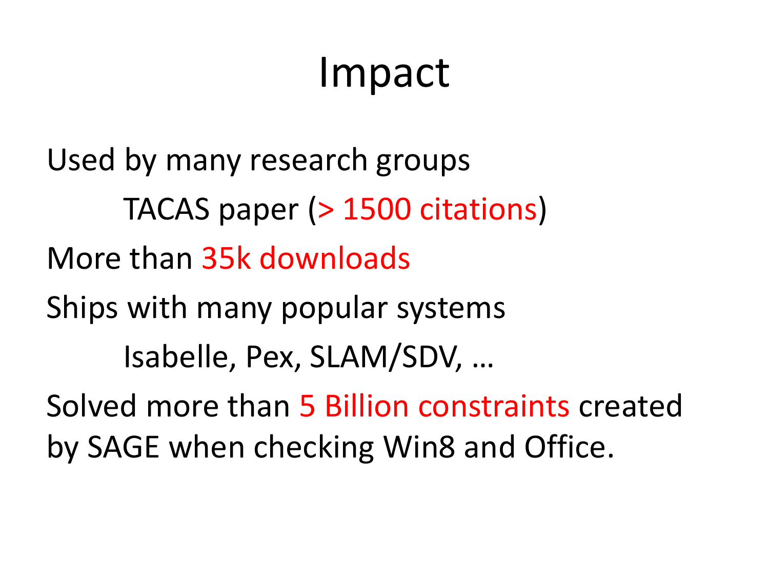# Impact

Used by many research groups

- TACAS paper (> 1500 citations)

More than 35k downloads

Ships with many popular systems

- Isabelle, Pex, SLAM/SDV, …

Solved more than 5 Billion constraints created by SAGE when checking Win8 and Office.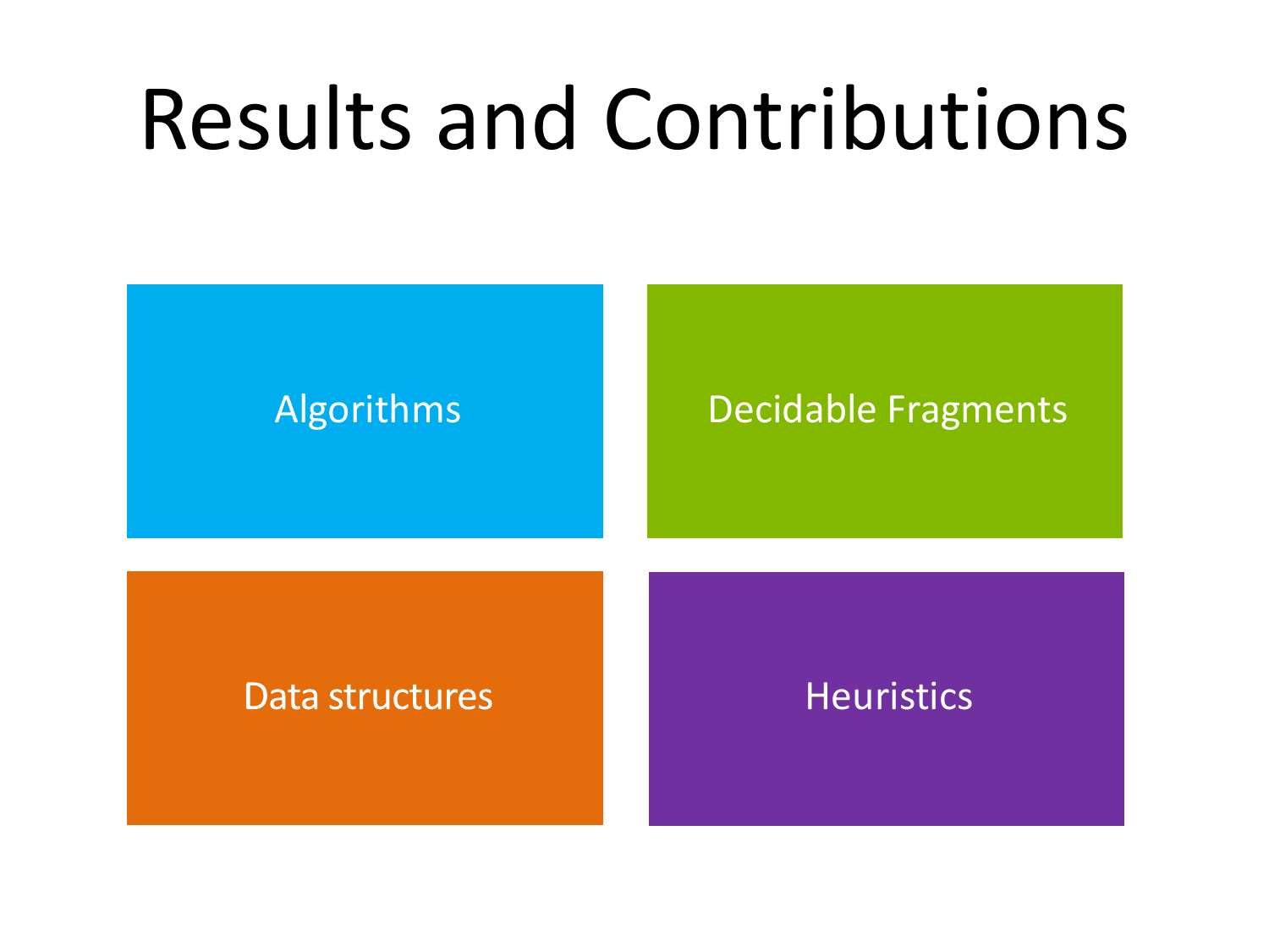# Results and Contributions

- Algorithms
- Decidable Fragments
- Data structures
- Heuristics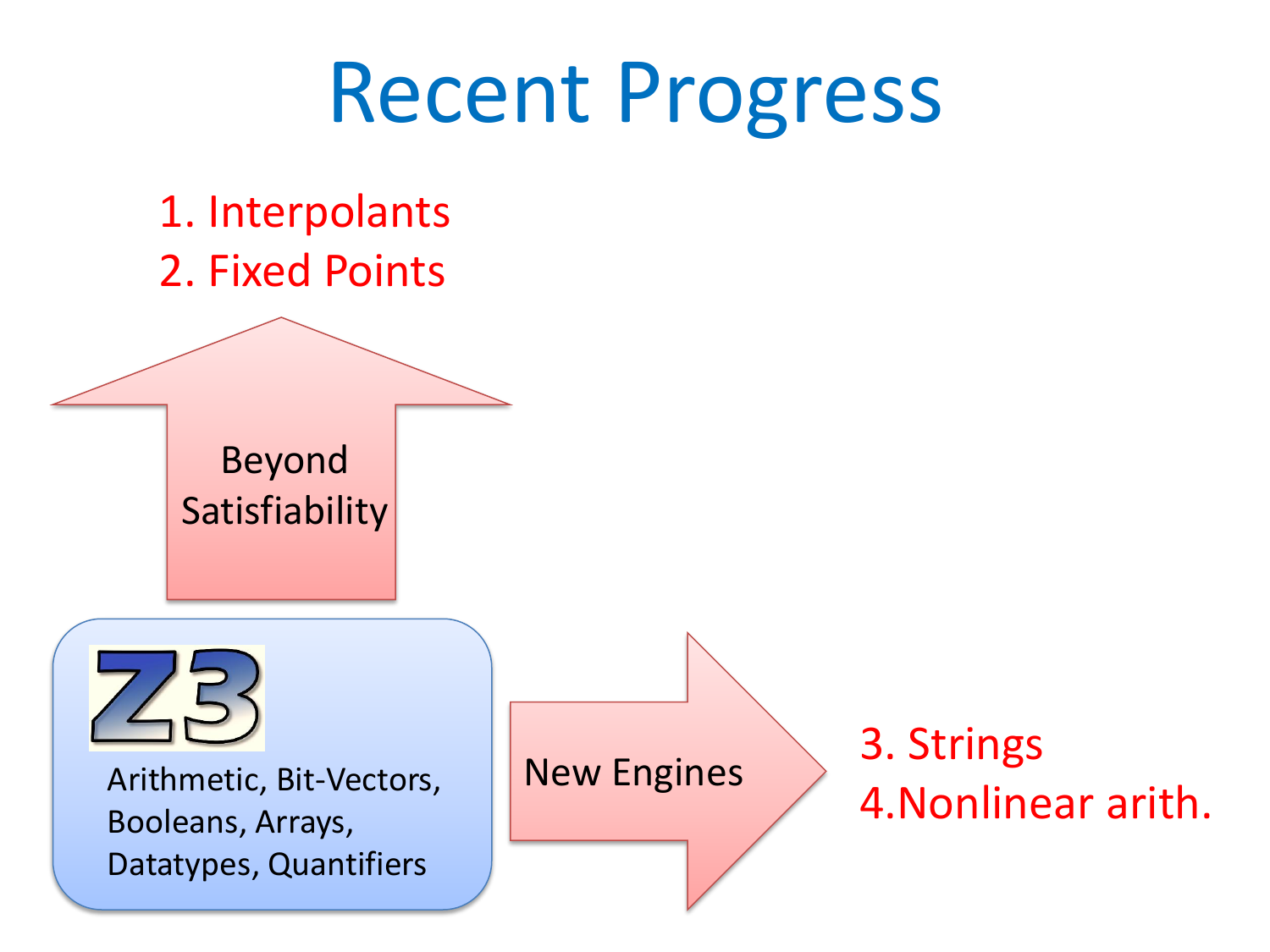# Recent Progress

1. Interpolants
2. Fixed Points

Beyond Satisfiability

Z3

Arithmetic, Bit-Vectors, Booleans, Arrays, Datatypes, Quantifiers

New Engines

3. Strings
4. Nonlinear arith.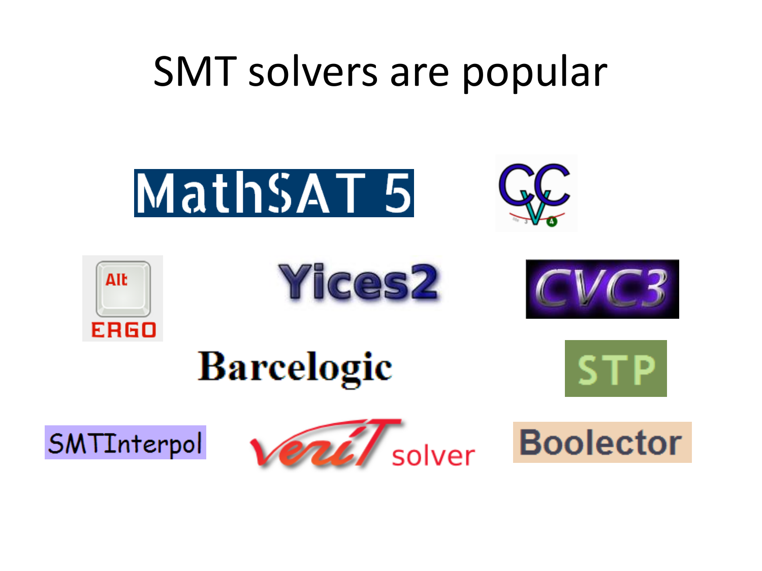# SMT solvers are popular

MathSAT 5

CVC4

Alt-Ergo

Yices2

CVC3

Barcelogic

STP

SMTInterpol

veriT solver

Boolector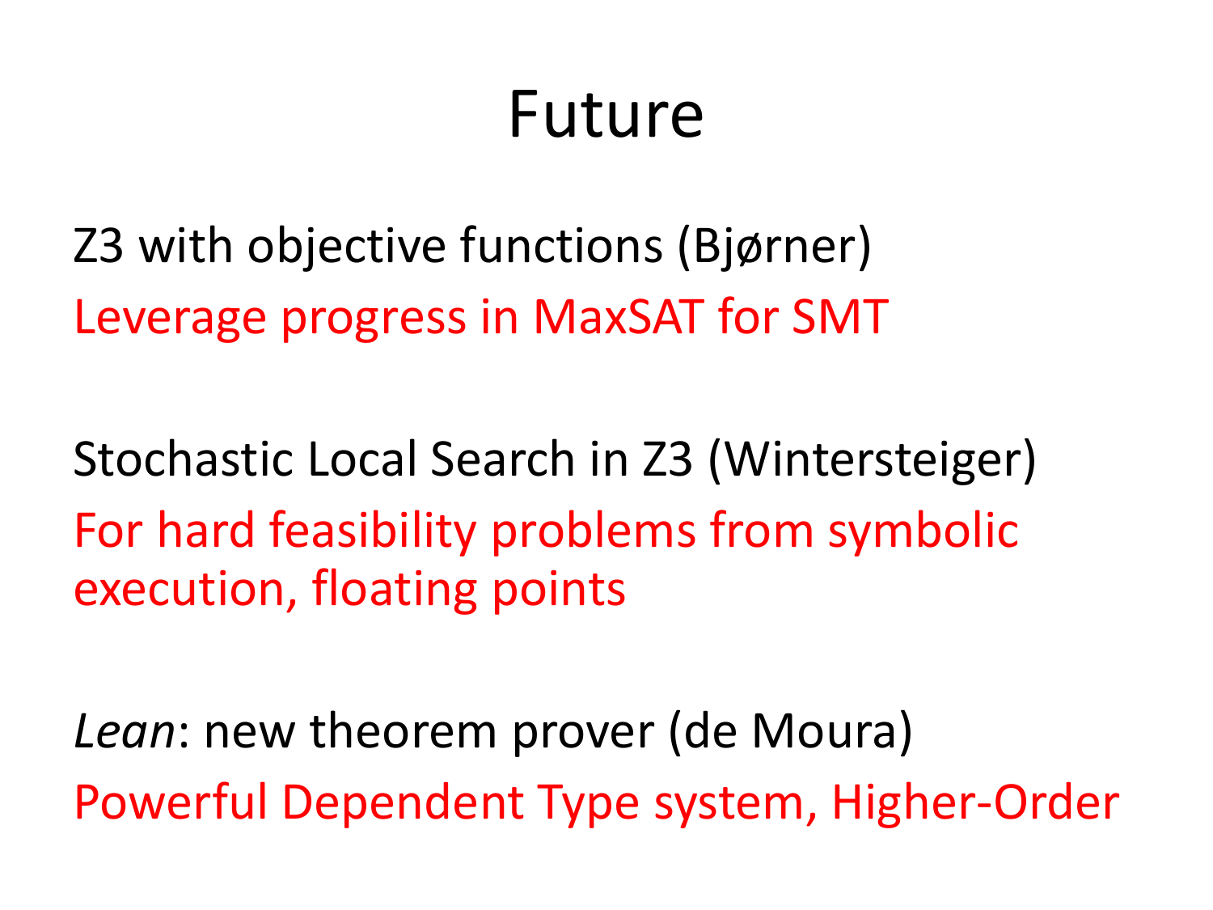# Future

Z3 with objective functions (Bjørner)

Leverage progress in MaxSAT for SMT

Stochastic Local Search in Z3 (Wintersteiger)

For hard feasibility problems from symbolic execution, floating points

*Lean*: new theorem prover (de Moura)

Powerful Dependent Type system, Higher-Order